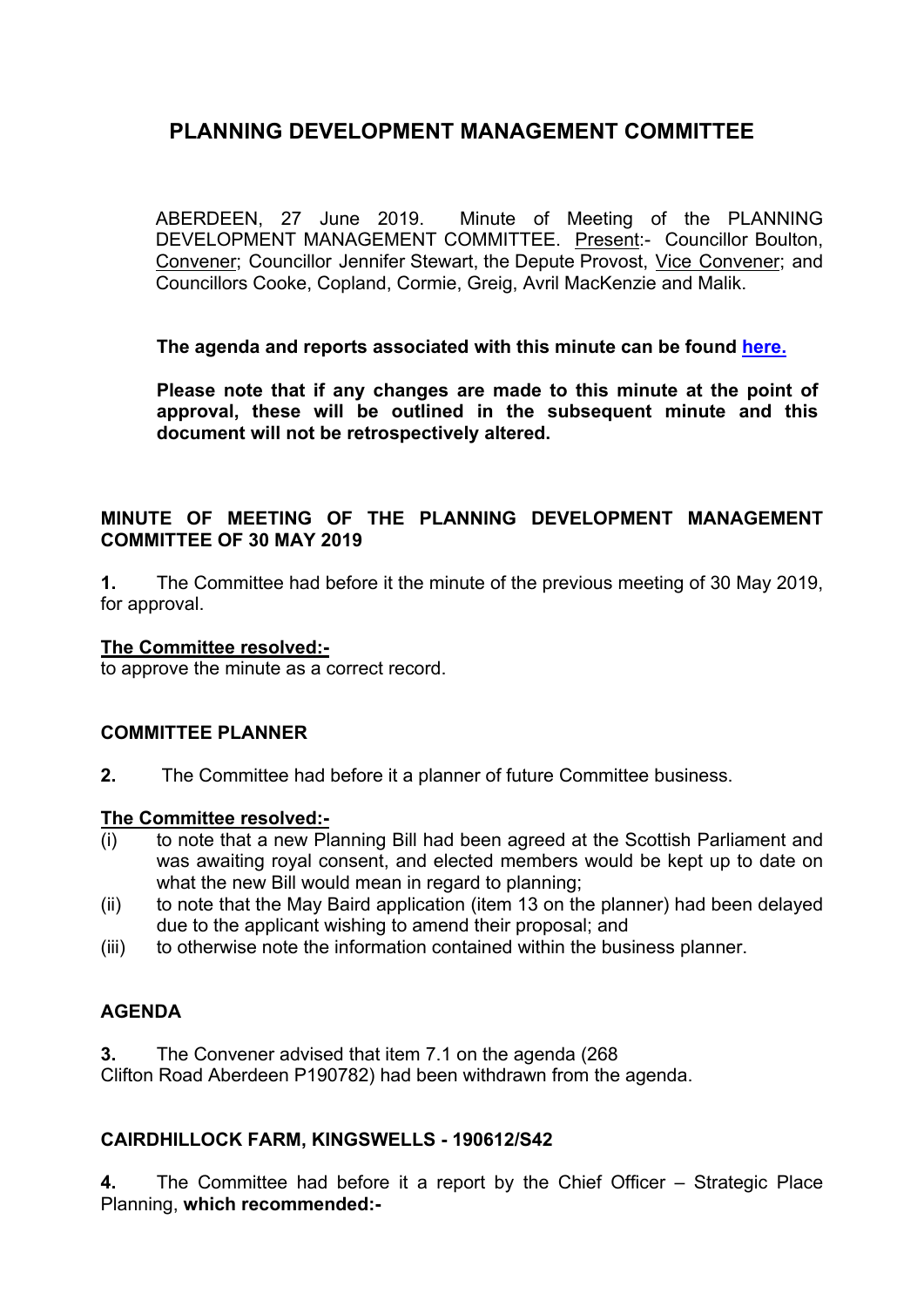# PLANNING DEVELOPMENT MANAGEMENT COMMITTEE

ABERDEEN, 27 June 2019. Minute of Meeting of the PLANNING DEVELOPMENT MANAGEMENT COMMITTEE. Present:- Councillor Boulton, Convener; Councillor Jennifer Stewart, the Depute Provost, Vice Convener; and Councillors Cooke, Copland, Cormie, Greig, Avril MacKenzie and Malik.

**The agenda and reports associated with this minute can be found here.**

**Please note that if any changes are made to this minute at the point of approval, these will be outlined in the subsequent minute and this document will not be retrospectively altered.**

## MINUTE OF MEETING OF THE PLANNING DEVELOPMENT MANAGEMENT COMMITTEE OF 30 MAY 2019

**1.** The Committee had before it the minute of the previous meeting of 30 May 2019, for approval.

**The Committee resolved:-**
to approve the minute as a correct record.

## COMMITTEE PLANNER

**2.** The Committee had before it a planner of future Committee business.

**The Committee resolved:-**
(i) to note that a new Planning Bill had been agreed at the Scottish Parliament and was awaiting royal consent, and elected members would be kept up to date on what the new Bill would mean in regard to planning;
(ii) to note that the May Baird application (item 13 on the planner) had been delayed due to the applicant wishing to amend their proposal; and
(iii) to otherwise note the information contained within the business planner.

## AGENDA

**3.** The Convener advised that item 7.1 on the agenda (268 Clifton Road Aberdeen P190782) had been withdrawn from the agenda.

## CAIRDHILLOCK FARM, KINGSWELLS - 190612/S42

**4.** The Committee had before it a report by the Chief Officer – Strategic Place Planning, **which recommended:-**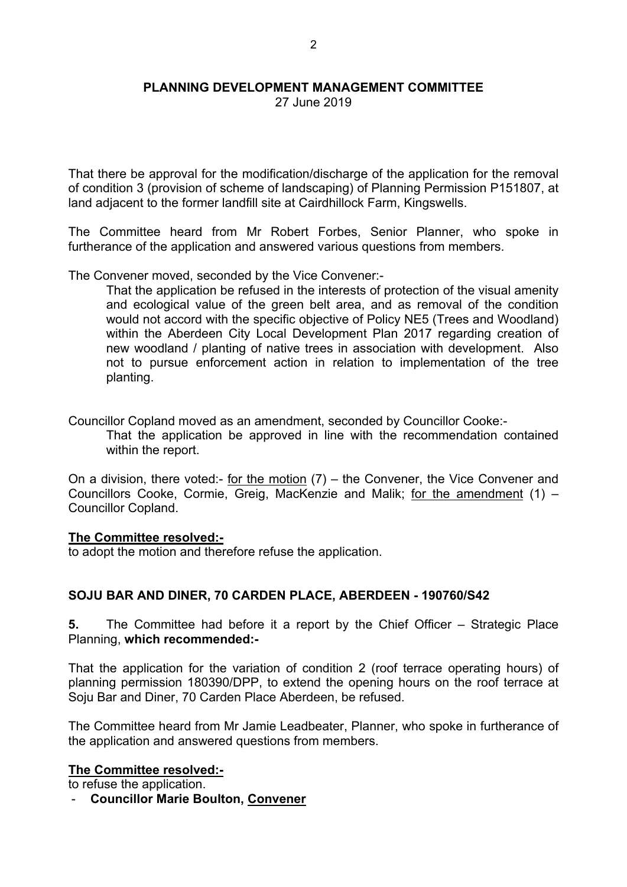That there be approval for the modification/discharge of the application for the removal of condition 3 (provision of scheme of landscaping) of Planning Permission P151807, at land adjacent to the former landfill site at Cairdhillock Farm, Kingswells.

The Committee heard from Mr Robert Forbes, Senior Planner, who spoke in furtherance of the application and answered various questions from members.

The Convener moved, seconded by the Vice Convener:-

> That the application be refused in the interests of protection of the visual amenity and ecological value of the green belt area, and as removal of the condition would not accord with the specific objective of Policy NE5 (Trees and Woodland) within the Aberdeen City Local Development Plan 2017 regarding creation of new woodland / planting of native trees in association with development. Also not to pursue enforcement action in relation to implementation of the tree planting.

Councillor Copland moved as an amendment, seconded by Councillor Cooke:-

> That the application be approved in line with the recommendation contained within the report.

On a division, there voted:- for the motion (7) – the Convener, the Vice Convener and Councillors Cooke, Cormie, Greig, MacKenzie and Malik; for the amendment (1) – Councillor Copland.

**The Committee resolved:-**

to adopt the motion and therefore refuse the application.

## SOJU BAR AND DINER, 70 CARDEN PLACE, ABERDEEN - 190760/S42

**5.** The Committee had before it a report by the Chief Officer – Strategic Place Planning, **which recommended:-**

That the application for the variation of condition 2 (roof terrace operating hours) of planning permission 180390/DPP, to extend the opening hours on the roof terrace at Soju Bar and Diner, 70 Carden Place Aberdeen, be refused.

The Committee heard from Mr Jamie Leadbeater, Planner, who spoke in furtherance of the application and answered questions from members.

**The Committee resolved:-**

to refuse the application.

- **Councillor Marie Boulton, Convener**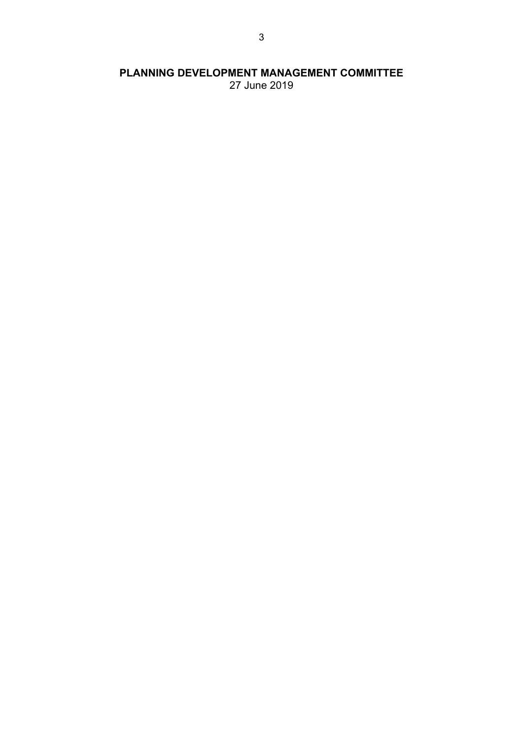**PLANNING DEVELOPMENT MANAGEMENT COMMITTEE**
27 June 2019